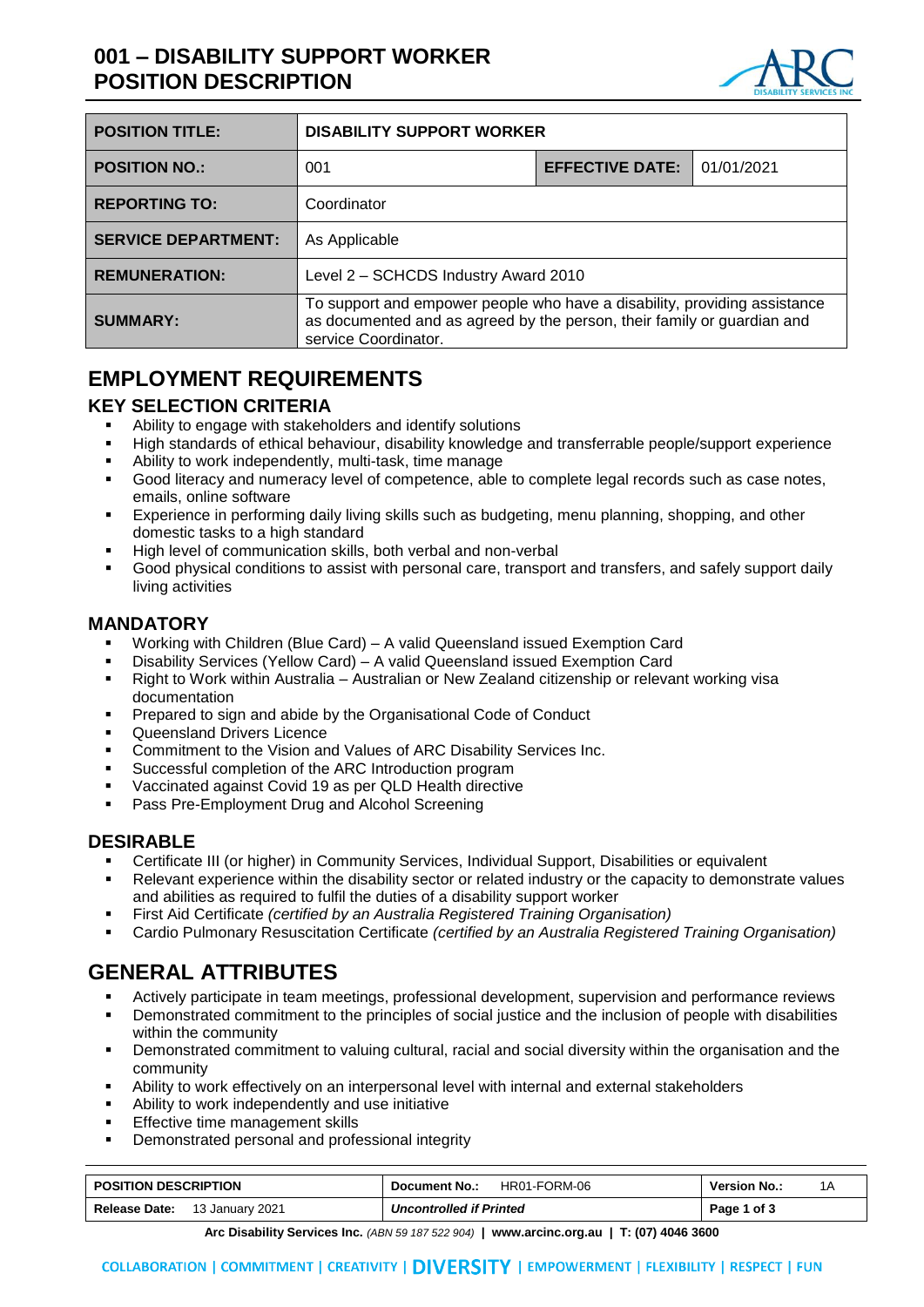# 001 – DISABILITY SUPPORT WORKER POSITION DESCRIPTION

| POSITION TITLE: | DISABILITY SUPPORT WORKER | | |
|---|---|---|---|
| POSITION NO.: | 001 | EFFECTIVE DATE: | 01/01/2021 |
| REPORTING TO: | Coordinator | | |
| SERVICE DEPARTMENT: | As Applicable | | |
| REMUNERATION: | Level 2 – SCHCDS Industry Award 2010 | | |
| SUMMARY: | To support and empower people who have a disability, providing assistance as documented and as agreed by the person, their family or guardian and service Coordinator. | | |

# EMPLOYMENT REQUIREMENTS

## KEY SELECTION CRITERIA

- Ability to engage with stakeholders and identify solutions
- High standards of ethical behaviour, disability knowledge and transferrable people/support experience
- Ability to work independently, multi-task, time manage
- Good literacy and numeracy level of competence, able to complete legal records such as case notes, emails, online software
- Experience in performing daily living skills such as budgeting, menu planning, shopping, and other domestic tasks to a high standard
- High level of communication skills, both verbal and non-verbal
- Good physical conditions to assist with personal care, transport and transfers, and safely support daily living activities

## MANDATORY

- Working with Children (Blue Card) – A valid Queensland issued Exemption Card
- Disability Services (Yellow Card) – A valid Queensland issued Exemption Card
- Right to Work within Australia – Australian or New Zealand citizenship or relevant working visa documentation
- Prepared to sign and abide by the Organisational Code of Conduct
- Queensland Drivers Licence
- Commitment to the Vision and Values of ARC Disability Services Inc.
- Successful completion of the ARC Introduction program
- Vaccinated against Covid 19 as per QLD Health directive
- Pass Pre-Employment Drug and Alcohol Screening

## DESIRABLE

- Certificate III (or higher) in Community Services, Individual Support, Disabilities or equivalent
- Relevant experience within the disability sector or related industry or the capacity to demonstrate values and abilities as required to fulfil the duties of a disability support worker
- First Aid Certificate *(certified by an Australia Registered Training Organisation)*
- Cardio Pulmonary Resuscitation Certificate *(certified by an Australia Registered Training Organisation)*

# GENERAL ATTRIBUTES

- Actively participate in team meetings, professional development, supervision and performance reviews
- Demonstrated commitment to the principles of social justice and the inclusion of people with disabilities within the community
- Demonstrated commitment to valuing cultural, racial and social diversity within the organisation and the community
- Ability to work effectively on an interpersonal level with internal and external stakeholders
- Ability to work independently and use initiative
- Effective time management skills
- Demonstrated personal and professional integrity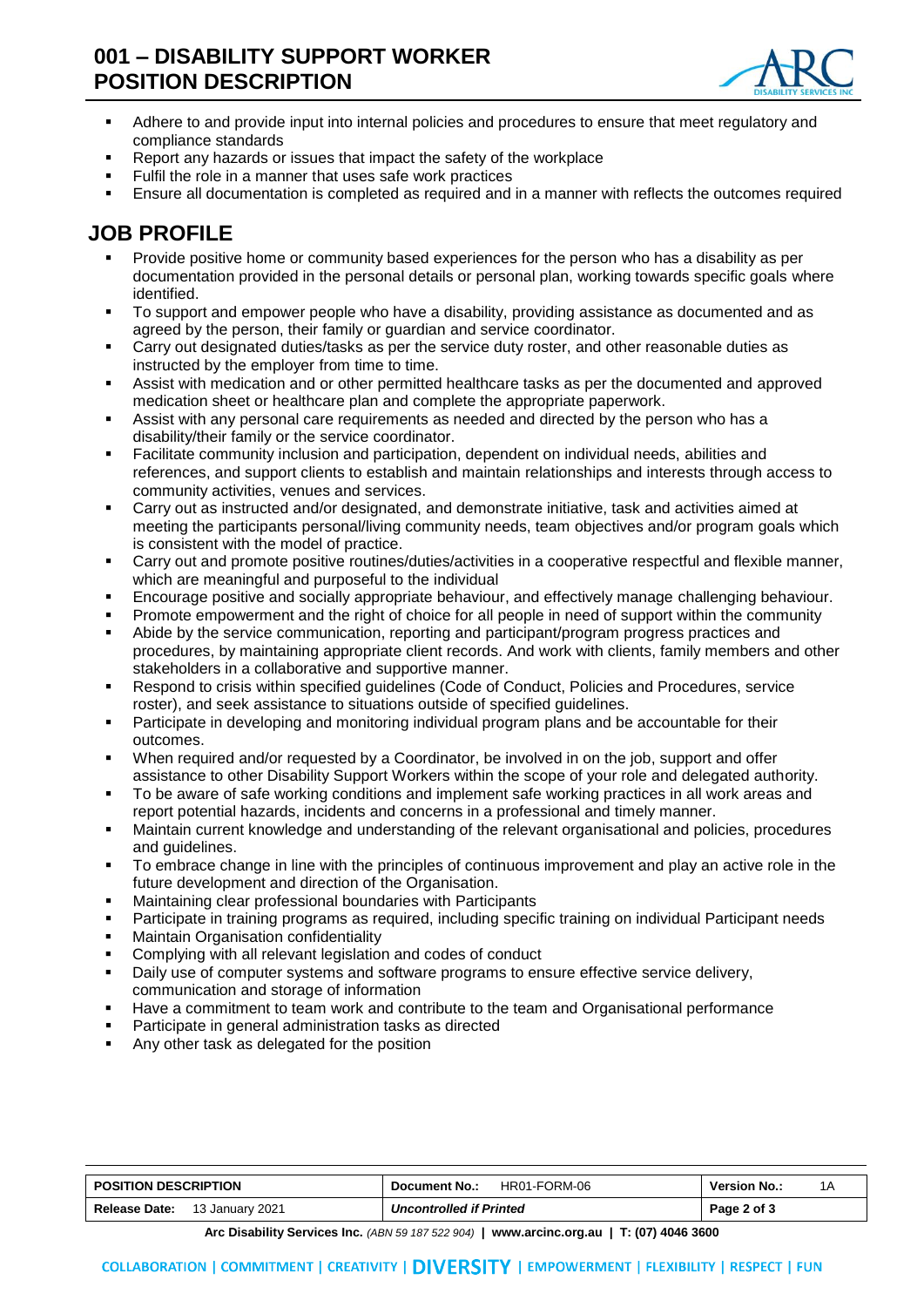- Adhere to and provide input into internal policies and procedures to ensure that meet regulatory and compliance standards
- Report any hazards or issues that impact the safety of the workplace
- Fulfil the role in a manner that uses safe work practices
- Ensure all documentation is completed as required and in a manner with reflects the outcomes required

## JOB PROFILE

- Provide positive home or community based experiences for the person who has a disability as per documentation provided in the personal details or personal plan, working towards specific goals where identified.
- To support and empower people who have a disability, providing assistance as documented and as agreed by the person, their family or guardian and service coordinator.
- Carry out designated duties/tasks as per the service duty roster, and other reasonable duties as instructed by the employer from time to time.
- Assist with medication and or other permitted healthcare tasks as per the documented and approved medication sheet or healthcare plan and complete the appropriate paperwork.
- Assist with any personal care requirements as needed and directed by the person who has a disability/their family or the service coordinator.
- Facilitate community inclusion and participation, dependent on individual needs, abilities and references, and support clients to establish and maintain relationships and interests through access to community activities, venues and services.
- Carry out as instructed and/or designated, and demonstrate initiative, task and activities aimed at meeting the participants personal/living community needs, team objectives and/or program goals which is consistent with the model of practice.
- Carry out and promote positive routines/duties/activities in a cooperative respectful and flexible manner, which are meaningful and purposeful to the individual
- Encourage positive and socially appropriate behaviour, and effectively manage challenging behaviour.
- Promote empowerment and the right of choice for all people in need of support within the community
- Abide by the service communication, reporting and participant/program progress practices and procedures, by maintaining appropriate client records. And work with clients, family members and other stakeholders in a collaborative and supportive manner.
- Respond to crisis within specified guidelines (Code of Conduct, Policies and Procedures, service roster), and seek assistance to situations outside of specified guidelines.
- Participate in developing and monitoring individual program plans and be accountable for their outcomes.
- When required and/or requested by a Coordinator, be involved in on the job, support and offer assistance to other Disability Support Workers within the scope of your role and delegated authority.
- To be aware of safe working conditions and implement safe working practices in all work areas and report potential hazards, incidents and concerns in a professional and timely manner.
- Maintain current knowledge and understanding of the relevant organisational and policies, procedures and guidelines.
- To embrace change in line with the principles of continuous improvement and play an active role in the future development and direction of the Organisation.
- Maintaining clear professional boundaries with Participants
- Participate in training programs as required, including specific training on individual Participant needs
- Maintain Organisation confidentiality
- Complying with all relevant legislation and codes of conduct
- Daily use of computer systems and software programs to ensure effective service delivery, communication and storage of information
- Have a commitment to team work and contribute to the team and Organisational performance
- Participate in general administration tasks as directed
- Any other task as delegated for the position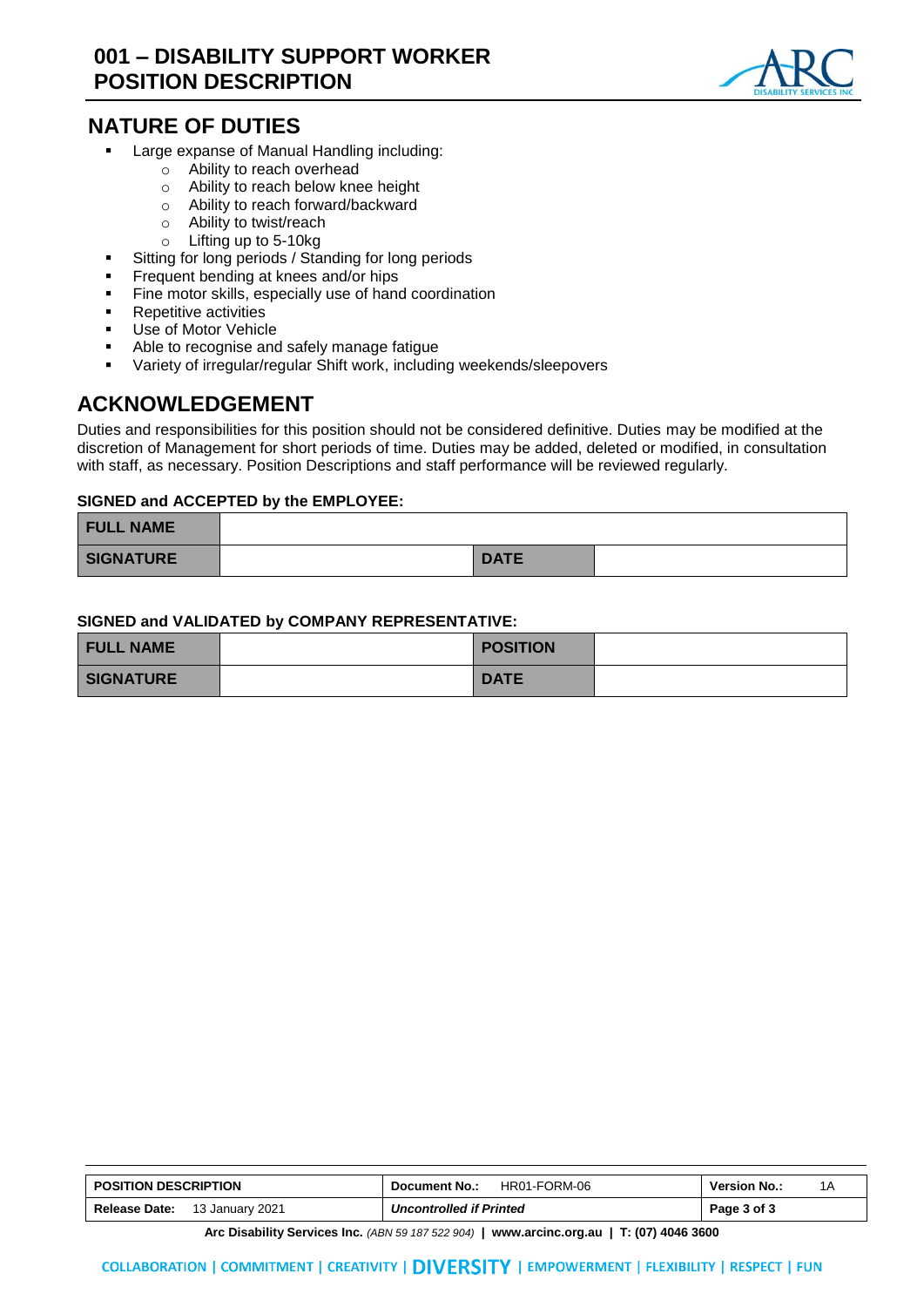## NATURE OF DUTIES

- Large expanse of Manual Handling including:
  - Ability to reach overhead
  - Ability to reach below knee height
  - Ability to reach forward/backward
  - Ability to twist/reach
  - Lifting up to 5-10kg
- Sitting for long periods / Standing for long periods
- Frequent bending at knees and/or hips
- Fine motor skills, especially use of hand coordination
- Repetitive activities
- Use of Motor Vehicle
- Able to recognise and safely manage fatigue
- Variety of irregular/regular Shift work, including weekends/sleepovers

## ACKNOWLEDGEMENT

Duties and responsibilities for this position should not be considered definitive. Duties may be modified at the discretion of Management for short periods of time. Duties may be added, deleted or modified, in consultation with staff, as necessary. Position Descriptions and staff performance will be reviewed regularly.

**SIGNED and ACCEPTED by the EMPLOYEE:**

| | | | |
|---|---|---|---|
| **FULL NAME** | | | |
| **SIGNATURE** | | **DATE** | |

**SIGNED and VALIDATED by COMPANY REPRESENTATIVE:**

| | | | |
|---|---|---|---|
| **FULL NAME** | | **POSITION** | |
| **SIGNATURE** | | **DATE** | |